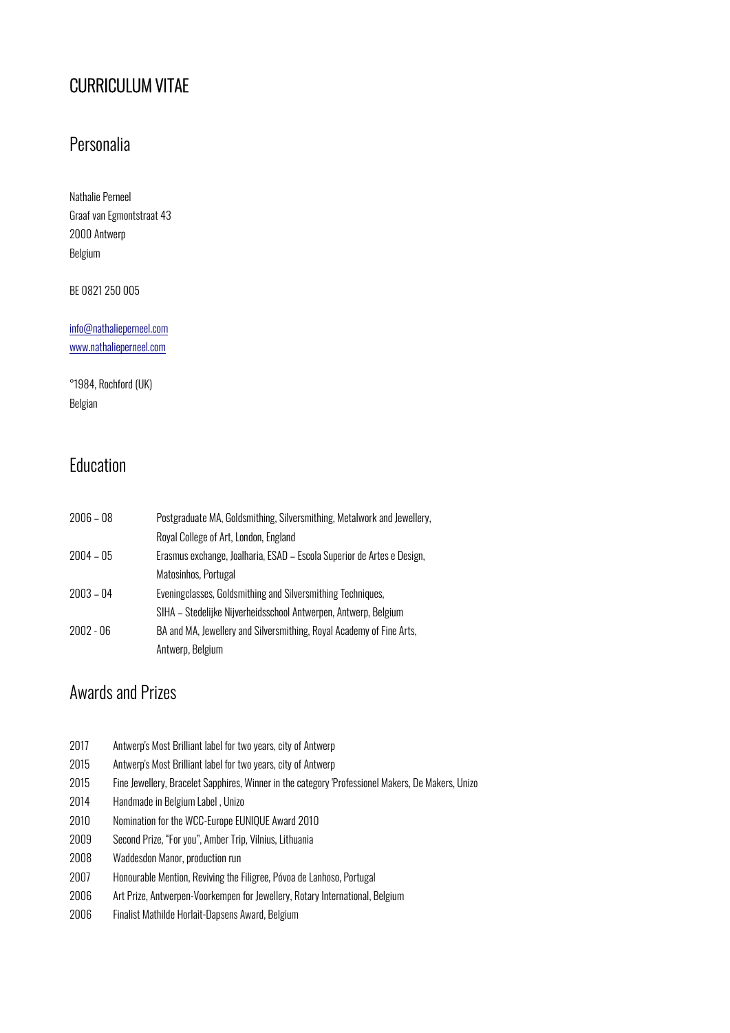# CURRICULUM VITAE

## Personalia

Nathalie Perneel
Graaf van Egmontstraat 43
2000 Antwerp
Belgium

BE 0821 250 005

info@nathalieperneel.com
www.nathalieperneel.com

°1984, Rochford (UK)
Belgian

## Education

| | |
|---|---|
| 2006 – 08 | Postgraduate MA, Goldsmithing, Silversmithing, Metalwork and Jewellery, Royal College of Art, London, England |
| 2004 – 05 | Erasmus exchange, Joalharia, ESAD – Escola Superior de Artes e Design, Matosinhos, Portugal |
| 2003 – 04 | Eveningclasses, Goldsmithing and Silversmithing Techniques, SIHA – Stedelijke Nijverheidsschool Antwerpen, Antwerp, Belgium |
| 2002 - 06 | BA and MA, Jewellery and Silversmithing, Royal Academy of Fine Arts, Antwerp, Belgium |

## Awards and Prizes

| | |
|---|---|
| 2017 | Antwerp's Most Brilliant label for two years, city of Antwerp |
| 2015 | Antwerp's Most Brilliant label for two years, city of Antwerp |
| 2015 | Fine Jewellery, Bracelet Sapphires, Winner in the category 'Professionel Makers, De Makers, Unizo |
| 2014 | Handmade in Belgium Label , Unizo |
| 2010 | Nomination for the WCC-Europe EUNIQUE Award 2010 |
| 2009 | Second Prize, "For you", Amber Trip, Vilnius, Lithuania |
| 2008 | Waddesdon Manor, production run |
| 2007 | Honourable Mention, Reviving the Filigree, Póvoa de Lanhoso, Portugal |
| 2006 | Art Prize, Antwerpen-Voorkempen for Jewellery, Rotary International, Belgium |
| 2006 | Finalist Mathilde Horlait-Dapsens Award, Belgium |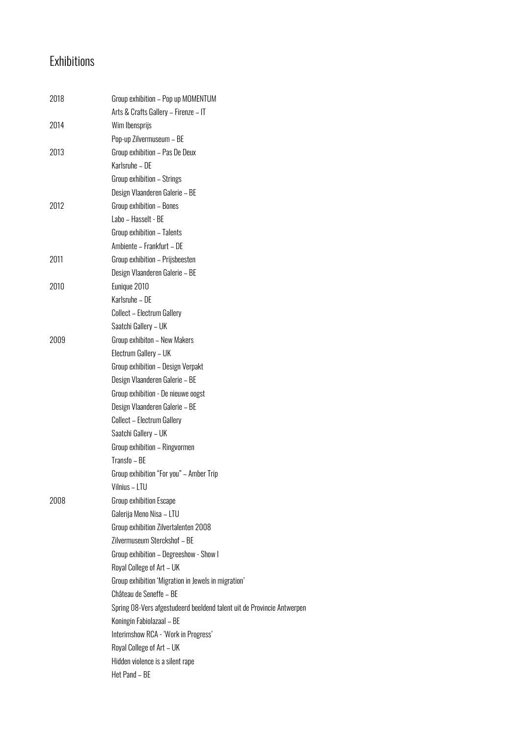## Exhibitions

| | |
|---|---|
| 2018 | Group exhibition – Pop up MOMENTUM |
| | Arts & Crafts Gallery – Firenze – IT |
| 2014 | Wim Ibensprijs |
| | Pop-up Zilvermuseum – BE |
| 2013 | Group exhibition – Pas De Deux |
| | Karlsruhe – DE |
| | Group exhibition – Strings |
| | Design Vlaanderen Galerie – BE |
| 2012 | Group exhibition – Bones |
| | Labo – Hasselt - BE |
| | Group exhibition – Talents |
| | Ambiente – Frankfurt – DE |
| 2011 | Group exhibition – Prijsbeesten |
| | Design Vlaanderen Galerie – BE |
| 2010 | Eunique 2010 |
| | Karlsruhe – DE |
| | Collect – Electrum Gallery |
| | Saatchi Gallery – UK |
| 2009 | Group exhibiton – New Makers |
| | Electrum Gallery – UK |
| | Group exhibition – Design Verpakt |
| | Design Vlaanderen Galerie – BE |
| | Group exhibition - De nieuwe oogst |
| | Design Vlaanderen Galerie – BE |
| | Collect – Electrum Gallery |
| | Saatchi Gallery – UK |
| | Group exhibition – Ringvormen |
| | Transfo – BE |
| | Group exhibition "For you" – Amber Trip |
| | Vilnius – LTU |
| 2008 | Group exhibition Escape |
| | Galerija Meno Nisa – LTU |
| | Group exhibition Zilvertalenten 2008 |
| | Zilvermuseum Sterckshof – BE |
| | Group exhibition – Degreeshow - Show I |
| | Royal College of Art – UK |
| | Group exhibition 'Migration in Jewels in migration' |
| | Château de Seneffe – BE |
| | Spring 08-Vers afgestudeerd beeldend talent uit de Provincie Antwerpen |
| | Koningin Fabiolazaal – BE |
| | Interimshow RCA - 'Work in Progress' |
| | Royal College of Art – UK |
| | Hidden violence is a silent rape |
| | Het Pand – BE |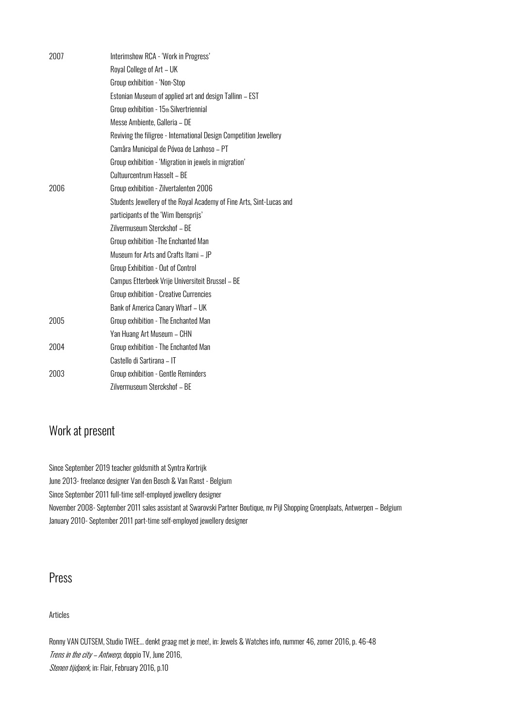| | |
|---|---|
| 2007 | Interimshow RCA - 'Work in Progress' |
| | Royal College of Art – UK |
| | Group exhibition - 'Non-Stop |
| | Estonian Museum of applied art and design Tallinn – EST |
| | Group exhibition - 15th Silvertriennial |
| | Messe Ambiente, Galleria – DE |
| | Reviving the filigree - International Design Competition Jewellery |
| | Camâra Municipal de Póvoa de Lanhoso – PT |
| | Group exhibition - 'Migration in jewels in migration' |
| | Cultuurcentrum Hasselt – BE |
| 2006 | Group exhibition - Zilvertalenten 2006 |
| | Students Jewellery of the Royal Academy of Fine Arts, Sint-Lucas and |
| | participants of the 'Wim Ibensprijs' |
| | Zilvermuseum Sterckshof – BE |
| | Group exhibition -The Enchanted Man |
| | Museum for Arts and Crafts Itami – JP |
| | Group Exhibition - Out of Control |
| | Campus Etterbeek Vrije Universiteit Brussel – BE |
| | Group exhibition - Creative Currencies |
| | Bank of America Canary Wharf – UK |
| 2005 | Group exhibition - The Enchanted Man |
| | Yan Huang Art Museum – CHN |
| 2004 | Group exhibition - The Enchanted Man |
| | Castello di Sartirana – IT |
| 2003 | Group exhibition - Gentle Reminders |
| | Zilvermuseum Sterckshof – BE |

## Work at present

Since September 2019 teacher goldsmith at Syntra Kortrijk
June 2013- freelance designer Van den Bosch & Van Ranst - Belgium
Since September 2011 full-time self-employed jewellery designer
November 2008- September 2011 sales assistant at Swarovski Partner Boutique, nv Pijl Shopping Groenplaats, Antwerpen – Belgium
January 2010- September 2011 part-time self-employed jewellery designer

## Press

Articles

Ronny VAN CUTSEM, Studio TWEE... denkt graag met je mee!, in: Jewels & Watches info, nummer 46, zomer 2016, p. 46-48
*Trens in the city – Antwerp*, doppio TV, June 2016,
*Stenen tijdperk*, in: Flair, February 2016, p.10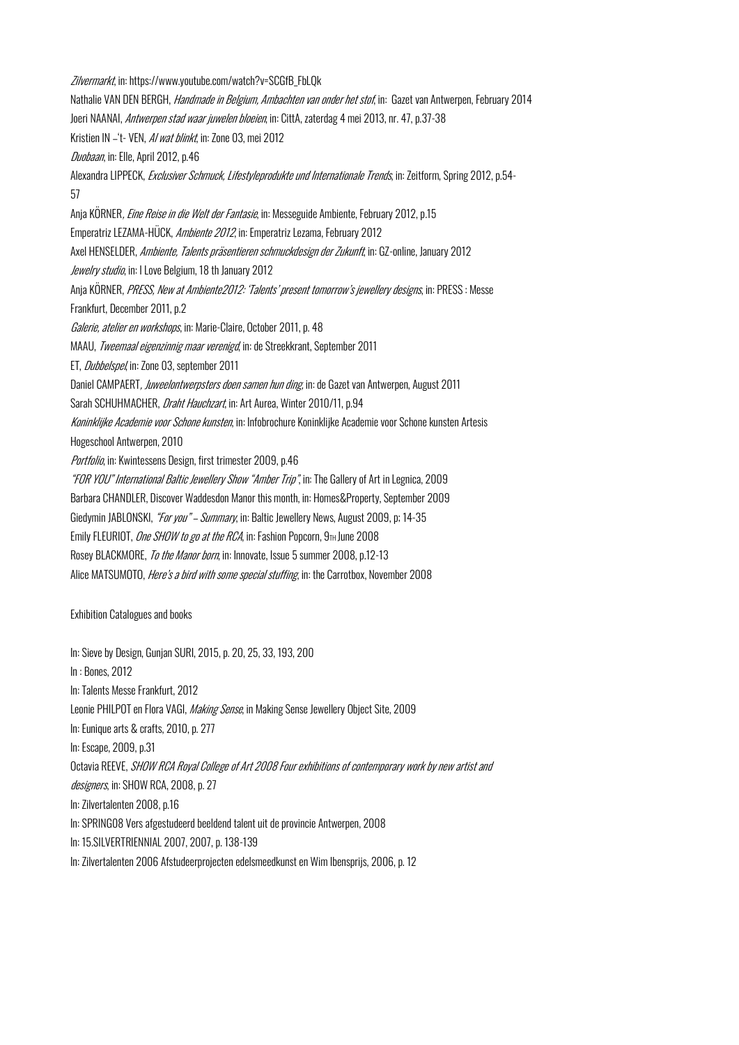*Zilvermarkt*, in: https://www.youtube.com/watch?v=SCGfB_FbLQk

Nathalie VAN DEN BERGH, *Handmade in Belgium, Ambachten van onder het stof*, in: Gazet van Antwerpen, February 2014

Joeri NAANAI, *Antwerpen stad waar juwelen bloeien*, in: CittA, zaterdag 4 mei 2013, nr. 47, p.37-38

Kristien IN –'t- VEN, *Al wat blinkt*, in: Zone 03, mei 2012

*Duobaan*, in: Elle, April 2012, p.46

Alexandra LIPPECK, *Exclusiver Schmuck, Lifestyleprodukte und Internationale Trends*, in: Zeitform, Spring 2012, p.54-57

Anja KÖRNER, *Eine Reise in die Welt der Fantasie*, in: Messeguide Ambiente, February 2012, p.15

Emperatriz LEZAMA-HÜCK, *Ambiente 2012*, in: Emperatriz Lezama, February 2012

Axel HENSELDER, *Ambiente, Talents präsentieren schmuckdesign der Zukunft*, in: GZ-online, January 2012

*Jewelry studio*, in: I Love Belgium, 18 th January 2012

Anja KÖRNER, *PRESS, New at Ambiente2012: 'Talents' present tomorrow's jewellery designs*, in: PRESS : Messe Frankfurt, December 2011, p.2

*Galerie, atelier en workshops*, in: Marie-Claire, October 2011, p. 48

MAAU, *Tweemaal eigenzinnig maar verenigd*, in: de Streekkrant, September 2011

ET, *Dubbelspel*, in: Zone 03, september 2011

Daniel CAMPAERT, *Juweelontwerpsters doen samen hun ding*, in: de Gazet van Antwerpen, August 2011

Sarah SCHUHMACHER, *Draht Hauchzart*, in: Art Aurea, Winter 2010/11, p.94

*Koninklijke Academie voor Schone kunsten*, in: Infobrochure Koninklijke Academie voor Schone kunsten Artesis Hogeschool Antwerpen, 2010

*Portfolio*, in: Kwintessens Design, first trimester 2009, p.46

*"FOR YOU" International Baltic Jewellery Show "Amber Trip"*, in: The Gallery of Art in Legnica, 2009

Barbara CHANDLER, Discover Waddesdon Manor this month, in: Homes&Property, September 2009

Giedymin JABLONSKI, *"For you" – Summary*, in: Baltic Jewellery News, August 2009, p; 14-35

Emily FLEURIOT, *One SHOW to go at the RCA*, in: Fashion Popcorn, 9TH June 2008

Rosey BLACKMORE, *To the Manor born*, in: Innovate, Issue 5 summer 2008, p.12-13

Alice MATSUMOTO, *Here's a bird with some special stuffing*; in: the Carrotbox, November 2008

Exhibition Catalogues and books

In: Sieve by Design, Gunjan SURI, 2015, p. 20, 25, 33, 193, 200

In : Bones, 2012

In: Talents Messe Frankfurt, 2012

Leonie PHILPOT en Flora VAGI, *Making Sense*, in Making Sense Jewellery Object Site, 2009

In: Eunique arts & crafts, 2010, p. 277

In: Escape, 2009, p.31

Octavia REEVE, *SHOW RCA Royal College of Art 2008 Four exhibitions of contemporary work by new artist and designers*, in: SHOW RCA, 2008, p. 27

In: Zilvertalenten 2008, p.16

In: SPRING08 Vers afgestudeerd beeldend talent uit de provincie Antwerpen, 2008

In: 15.SILVERTRIENNIAL 2007, 2007, p. 138-139

In: Zilvertalenten 2006 Afstudeerprojecten edelsmeedkunst en Wim Ibensprijs, 2006, p. 12